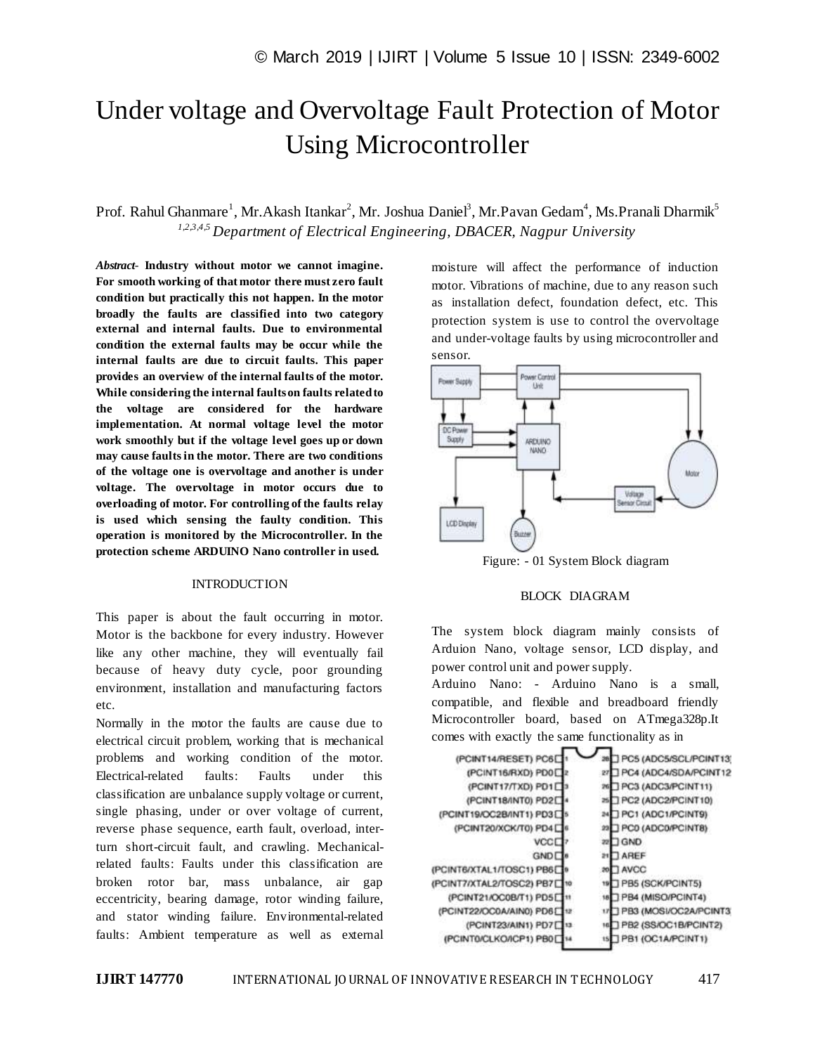# Under voltage and Overvoltage Fault Protection of Motor Using Microcontroller

Prof. Rahul Ghanmare[1], Mr.Akash Itankar[2], Mr. Joshua Daniel[3], Mr.Pavan Gedam[4], Ms.Pranali Dharmik[5]

*[1,2,3,4,5] Department of Electrical Engineering, DBACER, Nagpur University*

***Abstract*- Industry without motor we cannot imagine. For smooth working of that motor there must zero fault condition but practically this not happen. In the motor broadly the faults are classified into two category external and internal faults. Due to environmental condition the external faults may be occur while the internal faults are due to circuit faults. This paper provides an overview of the internal faults of the motor. While considering the internal faults on faults related to the voltage are considered for the hardware implementation. At normal voltage level the motor work smoothly but if the voltage level goes up or down may cause faults in the motor. There are two conditions of the voltage one is overvoltage and another is under voltage. The overvoltage in motor occurs due to overloading of motor. For controlling of the faults relay is used which sensing the faulty condition. This operation is monitored by the Microcontroller. In the protection scheme ARDUINO Nano controller in used.**

## INTRODUCTION

This paper is about the fault occurring in motor. Motor is the backbone for every industry. However like any other machine, they will eventually fail because of heavy duty cycle, poor grounding environment, installation and manufacturing factors etc.

Normally in the motor the faults are cause due to electrical circuit problem, working that is mechanical problems and working condition of the motor. Electrical-related faults: Faults under this classification are unbalance supply voltage or current, single phasing, under or over voltage of current, reverse phase sequence, earth fault, overload, inter-turn short-circuit fault, and crawling. Mechanical-related faults: Faults under this classification are broken rotor bar, mass unbalance, air gap eccentricity, bearing damage, rotor winding failure, and stator winding failure. Environmental-related faults: Ambient temperature as well as external moisture will affect the performance of induction motor. Vibrations of machine, due to any reason such as installation defect, foundation defect, etc. This protection system is use to control the overvoltage and under-voltage faults by using microcontroller and sensor.

Figure: - 01 System Block diagram

## BLOCK DIAGRAM

The system block diagram mainly consists of Arduion Nano, voltage sensor, LCD display, and power control unit and power supply.

Arduino Nano: - Arduino Nano is a small, compatible, and flexible and breadboard friendly Microcontroller board, based on ATmega328p.It comes with exactly the same functionality as in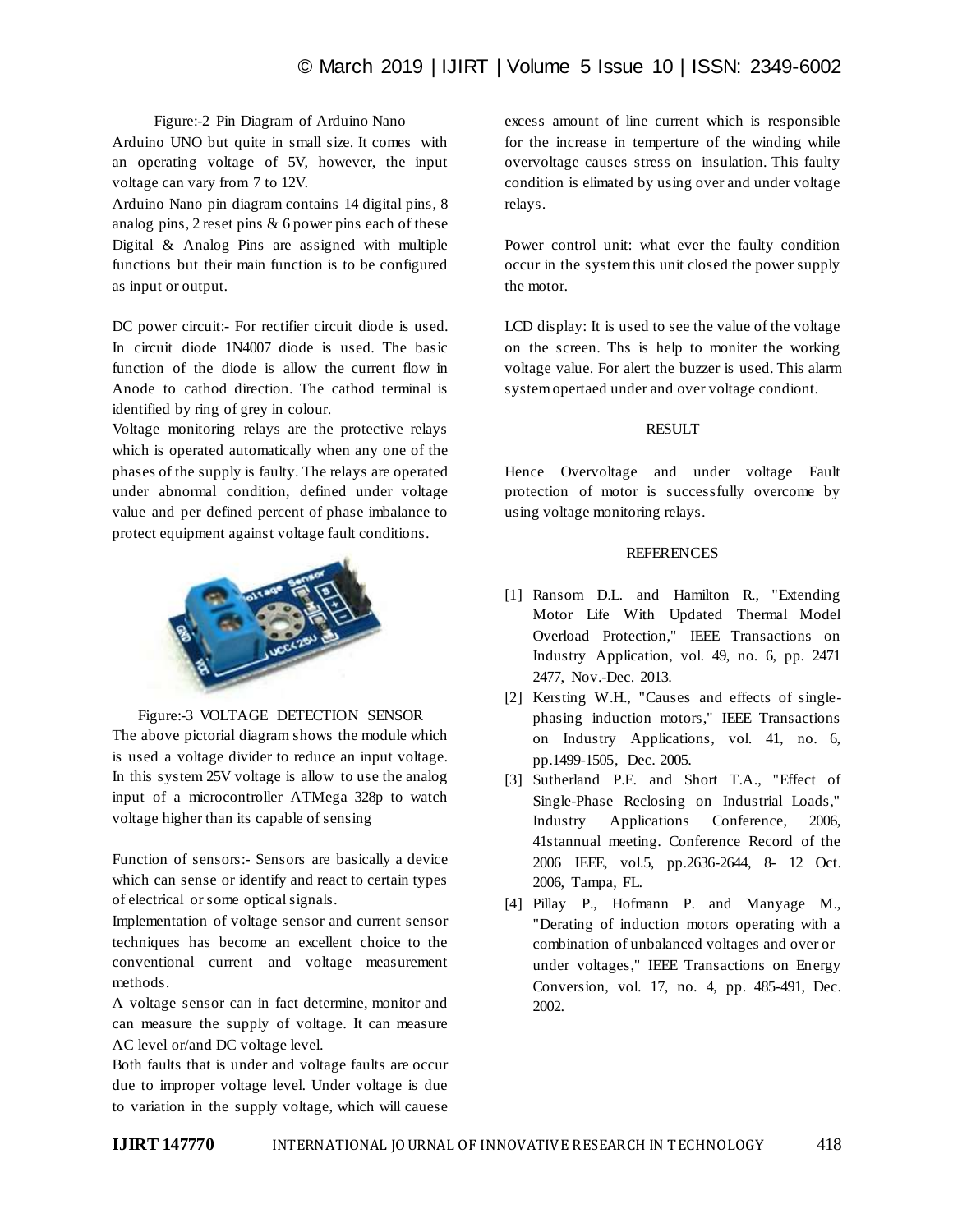Figure:-2 Pin Diagram of Arduino Nano

Arduino UNO but quite in small size. It comes with an operating voltage of 5V, however, the input voltage can vary from 7 to 12V.

Arduino Nano pin diagram contains 14 digital pins, 8 analog pins, 2 reset pins & 6 power pins each of these Digital & Analog Pins are assigned with multiple functions but their main function is to be configured as input or output.

DC power circuit:- For rectifier circuit diode is used. In circuit diode 1N4007 diode is used. The basic function of the diode is allow the current flow in Anode to cathod direction. The cathod terminal is identified by ring of grey in colour.

Voltage monitoring relays are the protective relays which is operated automatically when any one of the phases of the supply is faulty. The relays are operated under abnormal condition, defined under voltage value and per defined percent of phase imbalance to protect equipment against voltage fault conditions.

Figure:-3 VOLTAGE DETECTION SENSOR

The above pictorial diagram shows the module which is used a voltage divider to reduce an input voltage. In this system 25V voltage is allow to use the analog input of a microcontroller ATMega 328p to watch voltage higher than its capable of sensing

Function of sensors:- Sensors are basically a device which can sense or identify and react to certain types of electrical or some optical signals.

Implementation of voltage sensor and current sensor techniques has become an excellent choice to the conventional current and voltage measurement methods.

A voltage sensor can in fact determine, monitor and can measure the supply of voltage. It can measure AC level or/and DC voltage level.

Both faults that is under and voltage faults are occur due to improper voltage level. Under voltage is due to variation in the supply voltage, which will cauese excess amount of line current which is responsible for the increase in temperture of the winding while overvoltage causes stress on insulation. This faulty condition is elimated by using over and under voltage relays.

Power control unit: what ever the faulty condition occur in the system this unit closed the power supply the motor.

LCD display: It is used to see the value of the voltage on the screen. Ths is help to moniter the working voltage value. For alert the buzzer is used. This alarm system opertaed under and over voltage condiont.

## RESULT

Hence Overvoltage and under voltage Fault protection of motor is successfully overcome by using voltage monitoring relays.

## REFERENCES

[1] Ransom D.L. and Hamilton R., "Extending Motor Life With Updated Thermal Model Overload Protection," IEEE Transactions on Industry Application, vol. 49, no. 6, pp. 2471 2477, Nov.-Dec. 2013.

[2] Kersting W.H., "Causes and effects of single-phasing induction motors," IEEE Transactions on Industry Applications, vol. 41, no. 6, pp.1499-1505, Dec. 2005.

[3] Sutherland P.E. and Short T.A., "Effect of Single-Phase Reclosing on Industrial Loads," Industry Applications Conference, 2006, 41stannual meeting. Conference Record of the 2006 IEEE, vol.5, pp.2636-2644, 8- 12 Oct. 2006, Tampa, FL.

[4] Pillay P., Hofmann P. and Manyage M., "Derating of induction motors operating with a combination of unbalanced voltages and over or under voltages," IEEE Transactions on Energy Conversion, vol. 17, no. 4, pp. 485-491, Dec. 2002.